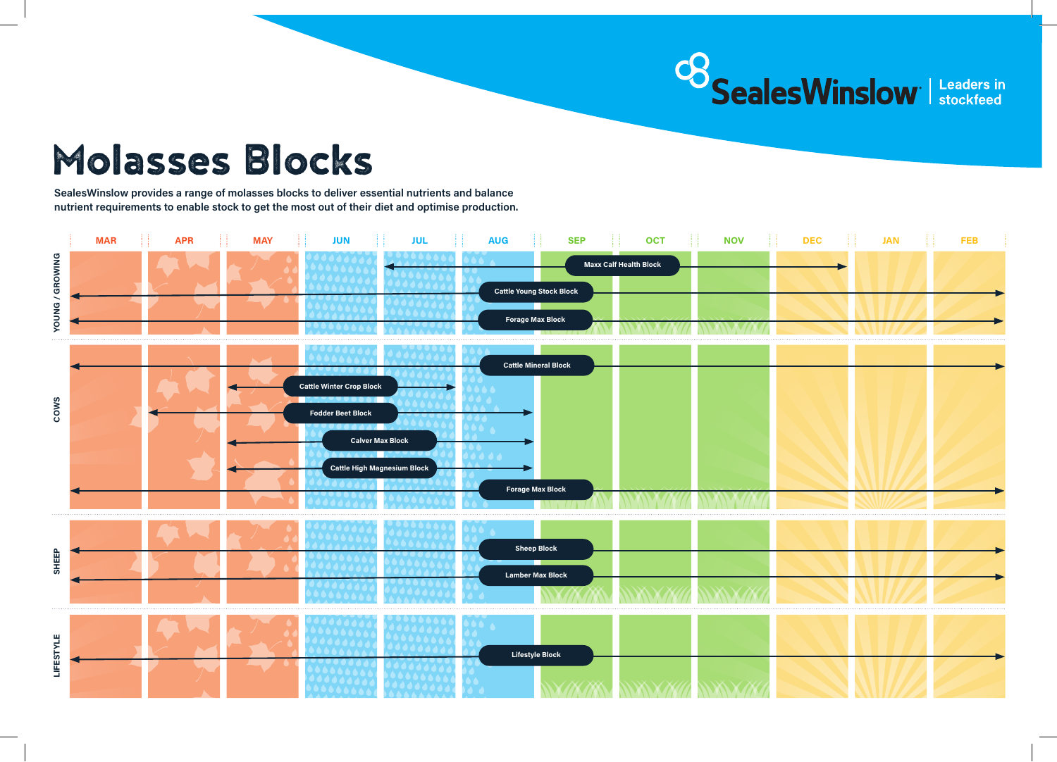SealesWinslow | Leaders in stockfeed

# Molasses Blocks

SealesWinslow provides a range of molasses blocks to deliver essential nutrients and balance nutrient requirements to enable stock to get the most out of their diet and optimise production.

| Category | Block | Period of use |
| --- | --- | --- |
| YOUNG / GROWING | Maxx Calf Health Block | JUL – DEC |
| YOUNG / GROWING | Cattle Young Stock Block | MAR – FEB (all year) |
| YOUNG / GROWING | Forage Max Block | MAR – FEB (all year) |
| COWS | Cattle Mineral Block | MAR – FEB (all year) |
| COWS | Cattle Winter Crop Block | MAY – JUL |
| COWS | Fodder Beet Block | APR – AUG |
| COWS | Calver Max Block | MAY – AUG |
| COWS | Cattle High Magnesium Block | MAY – AUG |
| COWS | Forage Max Block | MAR – FEB (all year) |
| SHEEP | Sheep Block | MAR – FEB (all year) |
| SHEEP | Lamber Max Block | MAR – FEB (all year) |
| LIFESTYLE | Lifestyle Block | MAR – FEB (all year) |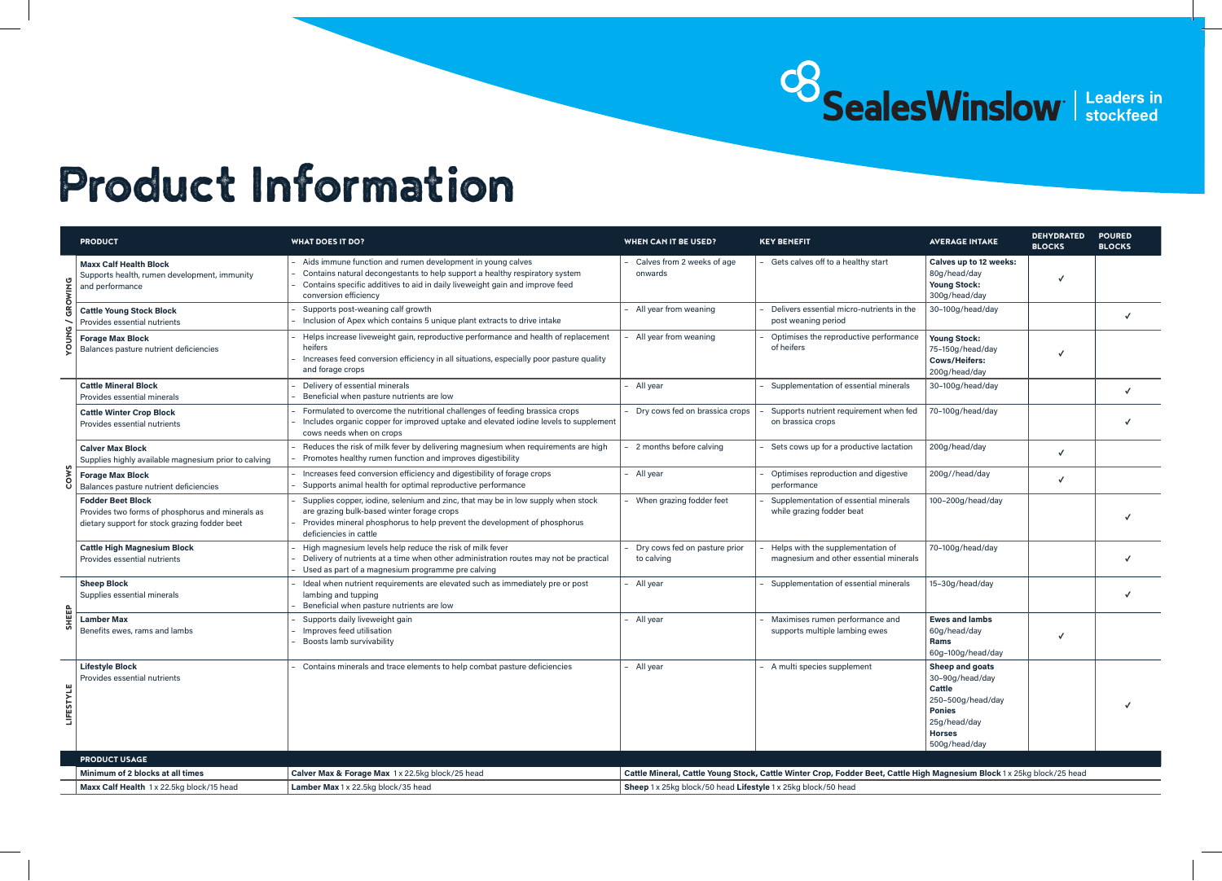SealesWinslow | Leaders in stockfeed

# Product Information

| | PRODUCT | WHAT DOES IT DO? | WHEN CAN IT BE USED? | KEY BENEFIT | AVERAGE INTAKE | DEHYDRATED BLOCKS | POURED BLOCKS |
|---|---|---|---|---|---|---|---|
| YOUNG / GROWING | **Maxx Calf Health Block**<br>Supports health, rumen development, immunity and performance | - Aids immune function and rumen development in young calves<br>- Contains natural decongestants to help support a healthy respiratory system<br>- Contains specific additives to aid in daily liveweight gain and improve feed conversion efficiency | - Calves from 2 weeks of age onwards | - Gets calves off to a healthy start | **Calves up to 12 weeks:** 80g/head/day<br>**Young Stock:** 300g/head/day | ✓ | |
| | **Cattle Young Stock Block**<br>Provides essential nutrients | - Supports post-weaning calf growth<br>- Inclusion of Apex which contains 5 unique plant extracts to drive intake | - All year from weaning | - Delivers essential micro-nutrients in the post weaning period | 30–100g/head/day | | ✓ |
| | **Forage Max Block**<br>Balances pasture nutrient deficiencies | - Helps increase liveweight gain, reproductive performance and health of replacement heifers<br>- Increases feed conversion efficiency in all situations, especially poor pasture quality and forage crops | - All year from weaning | - Optimises the reproductive performance of heifers | **Young Stock:** 75–150g/head/day<br>**Cows/Heifers:** 200g/head/day | ✓ | |
| COWS | **Cattle Mineral Block**<br>Provides essential minerals | - Delivery of essential minerals<br>- Beneficial when pasture nutrients are low | - All year | - Supplementation of essential minerals | 30–100g/head/day | | ✓ |
| | **Cattle Winter Crop Block**<br>Provides essential nutrients | - Formulated to overcome the nutritional challenges of feeding brassica crops<br>- Includes organic copper for improved uptake and elevated iodine levels to supplement cows needs when on crops | - Dry cows fed on brassica crops | - Supports nutrient requirement when fed on brassica crops | 70–100g/head/day | | ✓ |
| | **Calver Max Block**<br>Supplies highly available magnesium prior to calving | - Reduces the risk of milk fever by delivering magnesium when requirements are high<br>- Promotes healthy rumen function and improves digestibility | - 2 months before calving | - Sets cows up for a productive lactation | 200g/head/day | ✓ | |
| | **Forage Max Block**<br>Balances pasture nutrient deficiencies | - Increases feed conversion efficiency and digestibility of forage crops<br>- Supports animal health for optimal reproductive performance | - All year | - Optimises reproduction and digestive performance | 200g//head/day | ✓ | |
| | **Fodder Beet Block**<br>Provides two forms of phosphorus and minerals as dietary support for stock grazing fodder beet | - Supplies copper, iodine, selenium and zinc, that may be in low supply when stock are grazing bulk-based winter forage crops<br>- Provides mineral phosphorus to help prevent the development of phosphorus deficiencies in cattle | - When grazing fodder feet | - Supplementation of essential minerals while grazing fodder beat | 100–200g/head/day | | ✓ |
| | **Cattle High Magnesium Block**<br>Provides essential nutrients | - High magnesium levels help reduce the risk of milk fever<br>- Delivery of nutrients at a time when other administration routes may not be practical<br>- Used as part of a magnesium programme pre calving | - Dry cows fed on pasture prior to calving | - Helps with the supplementation of magnesium and other essential minerals | 70–100g/head/day | | ✓ |
| SHEEP | **Sheep Block**<br>Supplies essential minerals | - Ideal when nutrient requirements are elevated such as immediately pre or post lambing and tupping<br>- Beneficial when pasture nutrients are low | - All year | - Supplementation of essential minerals | 15–30g/head/day | | ✓ |
| | **Lamber Max**<br>Benefits ewes, rams and lambs | - Supports daily liveweight gain<br>- Improves feed utilisation<br>- Boosts lamb survivability | - All year | - Maximises rumen performance and supports multiple lambing ewes | **Ewes and lambs** 60g/head/day<br>**Rams** 60g–100g/head/day | ✓ | |
| LIFESTYLE | **Lifestyle Block**<br>Provides essential nutrients | - Contains minerals and trace elements to help combat pasture deficiencies | - All year | - A multi species supplement | **Sheep and goats** 30–90g/head/day<br>**Cattle** 250–500g/head/day<br>**Ponies** 25g/head/day<br>**Horses** 500g/head/day | | ✓ |

| PRODUCT USAGE | | |
|---|---|---|
| **Minimum of 2 blocks at all times** | **Calver Max & Forage Max** 1 x 22.5kg block/25 head | **Cattle Mineral, Cattle Young Stock, Cattle Winter Crop, Fodder Beet, Cattle High Magnesium Block** 1 x 25kg block/25 head |
| **Maxx Calf Health** 1 x 22.5kg block/15 head | **Lamber Max** 1 x 22.5kg block/35 head | **Sheep** 1 x 25kg block/50 head **Lifestyle** 1 x 25kg block/50 head |